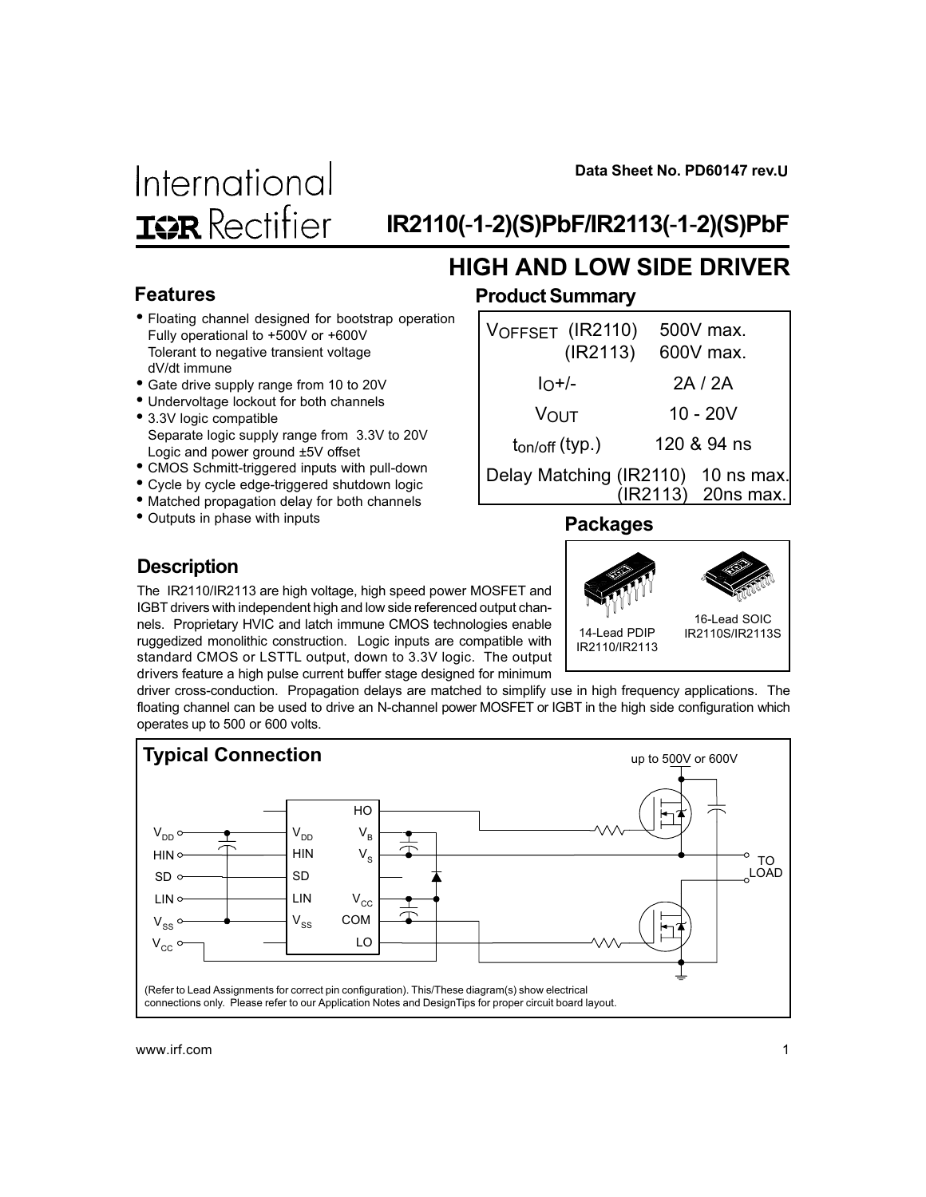Data Sheet No. PD60147 rev.U

International IOR Rectifier

# IR2110(-1-2)(S)PbF/IR2113(-1-2)(S)PbF

## HIGH AND LOW SIDE DRIVER

### Features

- Floating channel designed for bootstrap operation
  Fully operational to +500V or +600V
  Tolerant to negative transient voltage
  dV/dt immune
- Gate drive supply range from 10 to 20V
- Undervoltage lockout for both channels
- 3.3V logic compatible
  Separate logic supply range from 3.3V to 20V
  Logic and power ground ±5V offset
- CMOS Schmitt-triggered inputs with pull-down
- Cycle by cycle edge-triggered shutdown logic
- Matched propagation delay for both channels
- Outputs in phase with inputs

### Product Summary

| | |
|---|---|
| $V_{OFFSET}$ (IR2110) | 500V max. |
| (IR2113) | 600V max. |
| $I_O$+/- | 2A / 2A |
| $V_{OUT}$ | 10 - 20V |
| $t_{on/off}$ (typ.) | 120 & 94 ns |
| Delay Matching (IR2110) | 10 ns max. |
| (IR2113) | 20ns max. |

### Packages

14-Lead PDIP IR2110/IR2113

16-Lead SOIC IR2110S/IR2113S

### Description

The IR2110/IR2113 are high voltage, high speed power MOSFET and IGBT drivers with independent high and low side referenced output channels. Proprietary HVIC and latch immune CMOS technologies enable ruggedized monolithic construction. Logic inputs are compatible with standard CMOS or LSTTL output, down to 3.3V logic. The output drivers feature a high pulse current buffer stage designed for minimum driver cross-conduction. Propagation delays are matched to simplify use in high frequency applications. The floating channel can be used to drive an N-channel power MOSFET or IGBT in the high side configuration which operates up to 500 or 600 volts.

### Typical Connection

(Refer to Lead Assignments for correct pin configuration). This/These diagram(s) show electrical connections only. Please refer to our Application Notes and DesignTips for proper circuit board layout.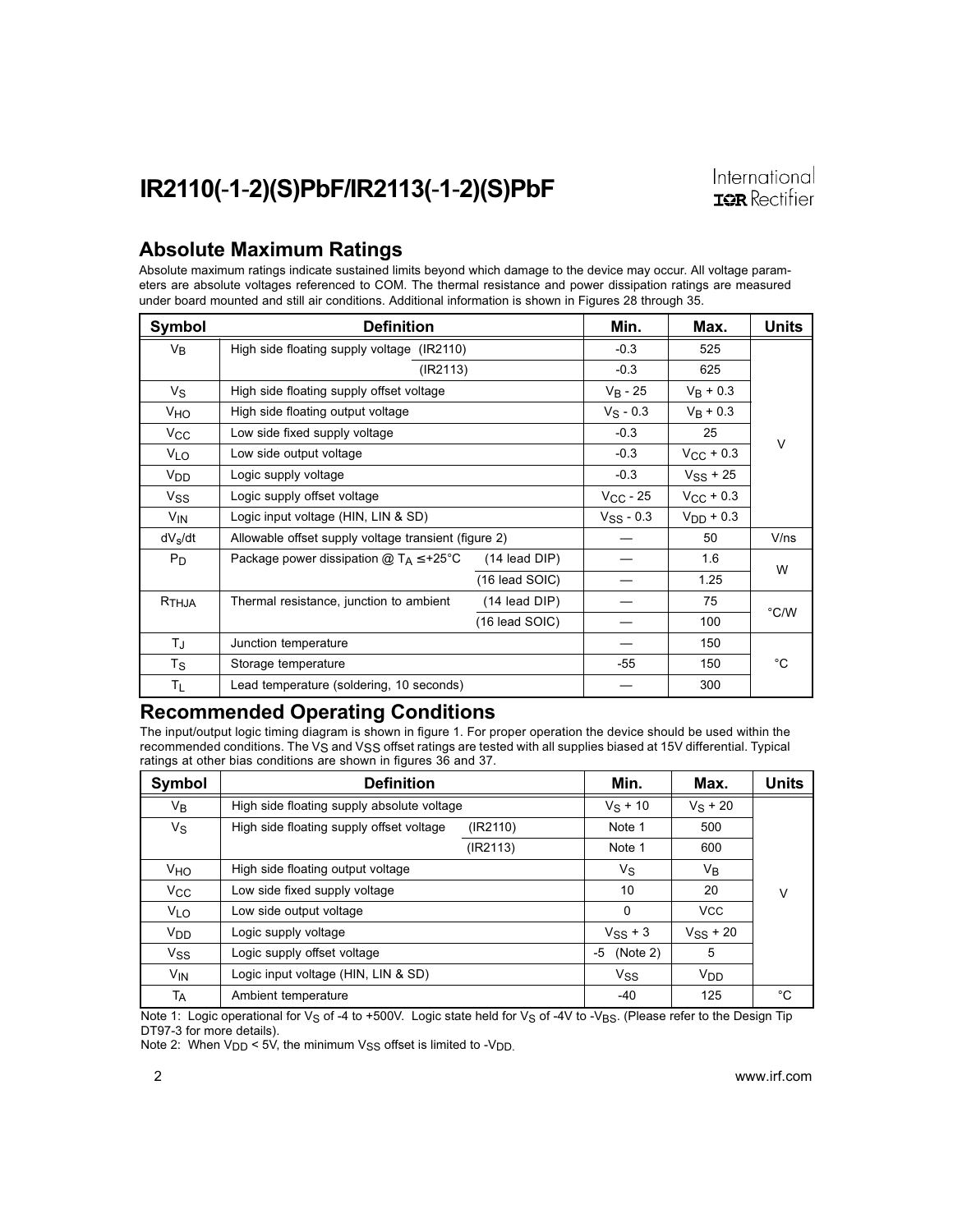## Absolute Maximum Ratings

Absolute maximum ratings indicate sustained limits beyond which damage to the device may occur. All voltage parameters are absolute voltages referenced to COM. The thermal resistance and power dissipation ratings are measured under board mounted and still air conditions. Additional information is shown in Figures 28 through 35.

| Symbol | Definition | | Min. | Max. | Units |
|---|---|---|---|---|---|
| $V_B$ | High side floating supply voltage | (IR2110) | -0.3 | 525 | V |
| | | (IR2113) | -0.3 | 625 | |
| $V_S$ | High side floating supply offset voltage | | $V_B$ - 25 | $V_B$ + 0.3 | |
| $V_{HO}$ | High side floating output voltage | | $V_S$ - 0.3 | $V_B$ + 0.3 | |
| $V_{CC}$ | Low side fixed supply voltage | | -0.3 | 25 | |
| $V_{LO}$ | Low side output voltage | | -0.3 | $V_{CC}$ + 0.3 | |
| $V_{DD}$ | Logic supply voltage | | -0.3 | $V_{SS}$ + 25 | |
| $V_{SS}$ | Logic supply offset voltage | | $V_{CC}$ - 25 | $V_{CC}$ + 0.3 | |
| $V_{IN}$ | Logic input voltage (HIN, LIN & SD) | | $V_{SS}$ - 0.3 | $V_{DD}$ + 0.3 | |
| $dV_s/dt$ | Allowable offset supply voltage transient (figure 2) | | — | 50 | V/ns |
| $P_D$ | Package power dissipation @ $T_A \leq +25°C$ | (14 lead DIP) | — | 1.6 | W |
| | | (16 lead SOIC) | — | 1.25 | |
| $R_{THJA}$ | Thermal resistance, junction to ambient | (14 lead DIP) | — | 75 | °C/W |
| | | (16 lead SOIC) | — | 100 | |
| $T_J$ | Junction temperature | | — | 150 | °C |
| $T_S$ | Storage temperature | | -55 | 150 | |
| $T_L$ | Lead temperature (soldering, 10 seconds) | | — | 300 | |

## Recommended Operating Conditions

The input/output logic timing diagram is shown in figure 1. For proper operation the device should be used within the recommended conditions. The $V_S$ and $V_{SS}$ offset ratings are tested with all supplies biased at 15V differential. Typical ratings at other bias conditions are shown in figures 36 and 37.

| Symbol | Definition | | Min. | Max. | Units |
|---|---|---|---|---|---|
| $V_B$ | High side floating supply absolute voltage | | $V_S$ + 10 | $V_S$ + 20 | V |
| $V_S$ | High side floating supply offset voltage | (IR2110) | Note 1 | 500 | |
| | | (IR2113) | Note 1 | 600 | |
| $V_{HO}$ | High side floating output voltage | | $V_S$ | $V_B$ | |
| $V_{CC}$ | Low side fixed supply voltage | | 10 | 20 | |
| $V_{LO}$ | Low side output voltage | | 0 | VCC | |
| $V_{DD}$ | Logic supply voltage | | $V_{SS}$ + 3 | $V_{SS}$ + 20 | |
| $V_{SS}$ | Logic supply offset voltage | | -5 (Note 2) | 5 | |
| $V_{IN}$ | Logic input voltage (HIN, LIN & SD) | | $V_{SS}$ | $V_{DD}$ | |
| $T_A$ | Ambient temperature | | -40 | 125 | °C |

Note 1: Logic operational for $V_S$ of -4 to +500V. Logic state held for $V_S$ of -4V to -$V_{BS}$. (Please refer to the Design Tip DT97-3 for more details).

Note 2: When $V_{DD}$ < 5V, the minimum $V_{SS}$ offset is limited to -$V_{DD}$.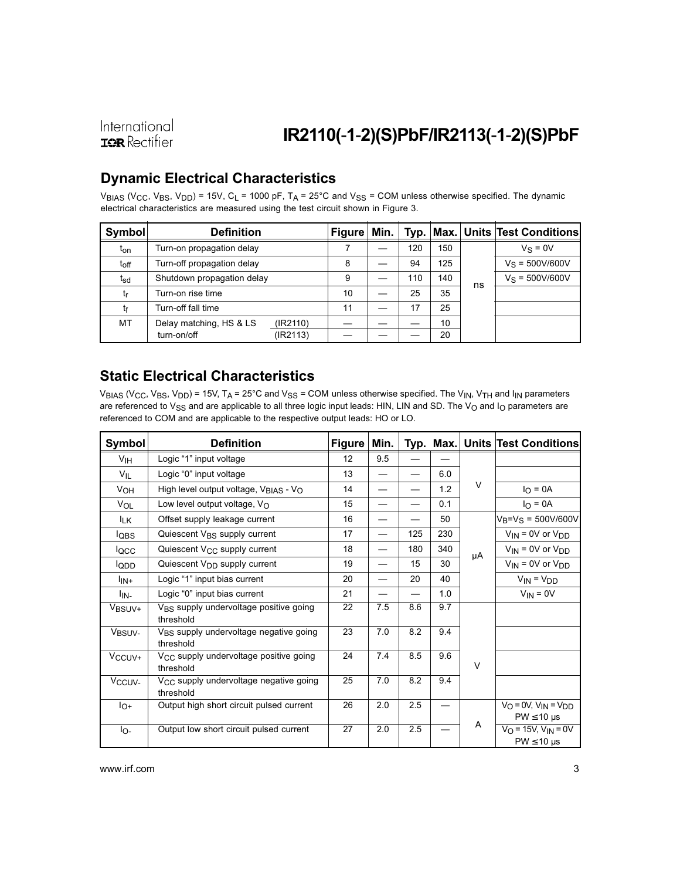## Dynamic Electrical Characteristics

$V_{BIAS}$ ($V_{CC}$, $V_{BS}$, $V_{DD}$) = 15V, $C_L$ = 1000 pF, $T_A$ = 25°C and $V_{SS}$ = COM unless otherwise specified. The dynamic electrical characteristics are measured using the test circuit shown in Figure 3.

| Symbol | Definition | | Figure | Min. | Typ. | Max. | Units | Test Conditions |
|---|---|---|---|---|---|---|---|---|
| $t_{on}$ | Turn-on propagation delay | | 7 | — | 120 | 150 | ns | $V_S$ = 0V |
| $t_{off}$ | Turn-off propagation delay | | 8 | — | 94 | 125 | | $V_S$ = 500V/600V |
| $t_{sd}$ | Shutdown propagation delay | | 9 | — | 110 | 140 | | $V_S$ = 500V/600V |
| $t_r$ | Turn-on rise time | | 10 | — | 25 | 35 | | |
| $t_f$ | Turn-off fall time | | 11 | — | 17 | 25 | | |
| MT | Delay matching, HS & LS turn-on/off | (IR2110) | — | — | — | 10 | | |
| | | (IR2113) | — | — | — | 20 | | |

## Static Electrical Characteristics

$V_{BIAS}$ ($V_{CC}$, $V_{BS}$, $V_{DD}$) = 15V, $T_A$ = 25°C and $V_{SS}$ = COM unless otherwise specified. The $V_{IN}$, $V_{TH}$ and $I_{IN}$ parameters are referenced to $V_{SS}$ and are applicable to all three logic input leads: HIN, LIN and SD. The $V_O$ and $I_O$ parameters are referenced to COM and are applicable to the respective output leads: HO or LO.

| Symbol | Definition | Figure | Min. | Typ. | Max. | Units | Test Conditions |
|---|---|---|---|---|---|---|---|
| $V_{IH}$ | Logic "1" input voltage | 12 | 9.5 | — | — | V | |
| $V_{IL}$ | Logic "0" input voltage | 13 | — | — | 6.0 | | |
| $V_{OH}$ | High level output voltage, $V_{BIAS}$ - $V_O$ | 14 | — | — | 1.2 | | $I_O$ = 0A |
| $V_{OL}$ | Low level output voltage, $V_O$ | 15 | — | — | 0.1 | | $I_O$ = 0A |
| $I_{LK}$ | Offset supply leakage current | 16 | — | — | 50 | µA | $V_B$=$V_S$ = 500V/600V |
| $I_{QBS}$ | Quiescent $V_{BS}$ supply current | 17 | — | 125 | 230 | | $V_{IN}$ = 0V or $V_{DD}$ |
| $I_{QCC}$ | Quiescent $V_{CC}$ supply current | 18 | — | 180 | 340 | | $V_{IN}$ = 0V or $V_{DD}$ |
| $I_{QDD}$ | Quiescent $V_{DD}$ supply current | 19 | — | 15 | 30 | | $V_{IN}$ = 0V or $V_{DD}$ |
| $I_{IN+}$ | Logic "1" input bias current | 20 | — | 20 | 40 | | $V_{IN}$ = $V_{DD}$ |
| $I_{IN-}$ | Logic "0" input bias current | 21 | — | — | 1.0 | | $V_{IN}$ = 0V |
| $V_{BSUV+}$ | $V_{BS}$ supply undervoltage positive going threshold | 22 | 7.5 | 8.6 | 9.7 | V | |
| $V_{BSUV-}$ | $V_{BS}$ supply undervoltage negative going threshold | 23 | 7.0 | 8.2 | 9.4 | | |
| $V_{CCUV+}$ | $V_{CC}$ supply undervoltage positive going threshold | 24 | 7.4 | 8.5 | 9.6 | | |
| $V_{CCUV-}$ | $V_{CC}$ supply undervoltage negative going threshold | 25 | 7.0 | 8.2 | 9.4 | | |
| $I_{O+}$ | Output high short circuit pulsed current | 26 | 2.0 | 2.5 | — | A | $V_O$ = 0V, $V_{IN}$ = $V_{DD}$ PW ≤ 10 µs |
| $I_{O-}$ | Output low short circuit pulsed current | 27 | 2.0 | 2.5 | — | | $V_O$ = 15V, $V_{IN}$ = 0V PW ≤ 10 µs |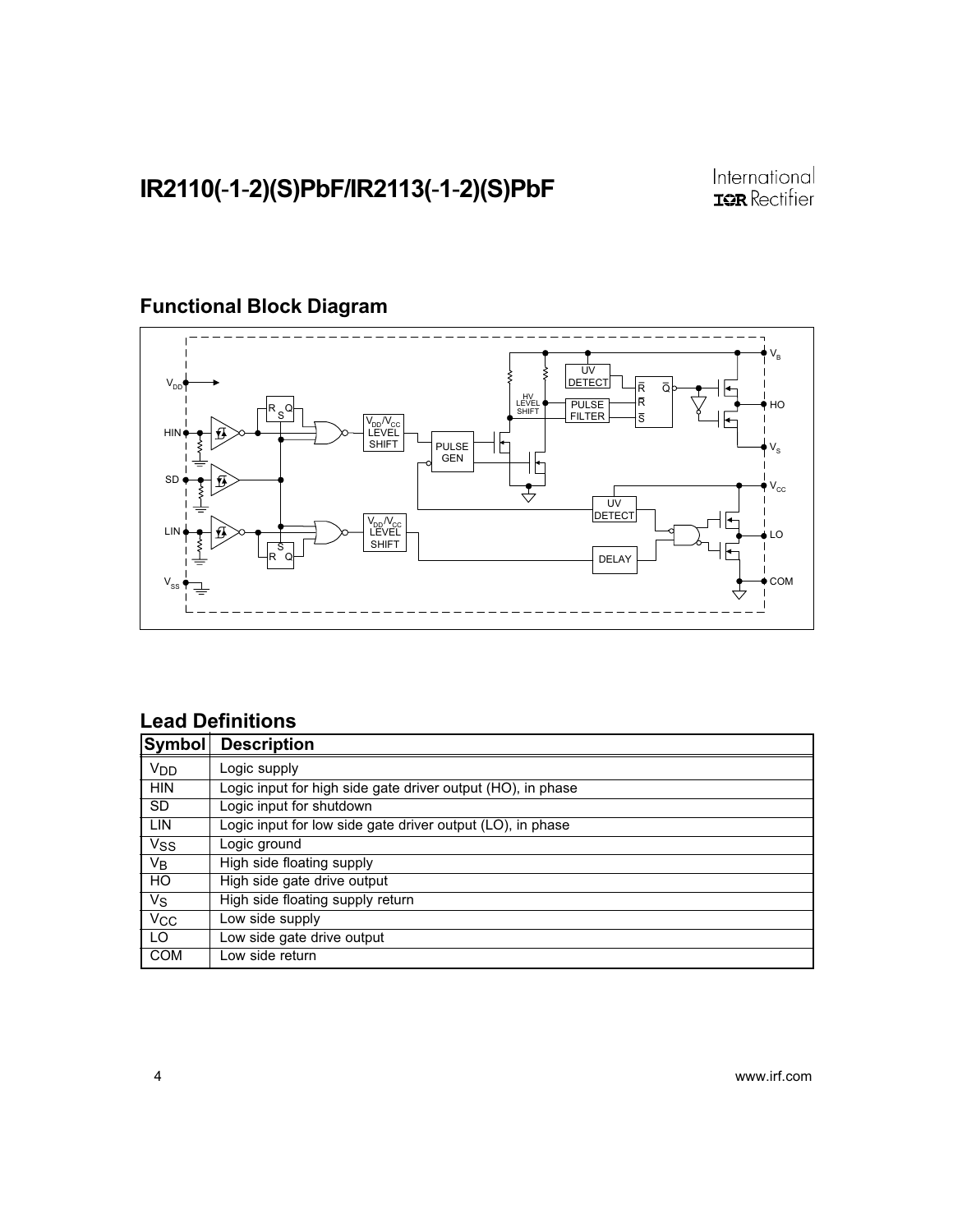## Functional Block Diagram

## Lead Definitions

| Symbol | Description |
| --- | --- |
| $V_{DD}$ | Logic supply |
| HIN | Logic input for high side gate driver output (HO), in phase |
| SD | Logic input for shutdown |
| LIN | Logic input for low side gate driver output (LO), in phase |
| $V_{SS}$ | Logic ground |
| $V_B$ | High side floating supply |
| HO | High side gate drive output |
| $V_S$ | High side floating supply return |
| $V_{CC}$ | Low side supply |
| LO | Low side gate drive output |
| COM | Low side return |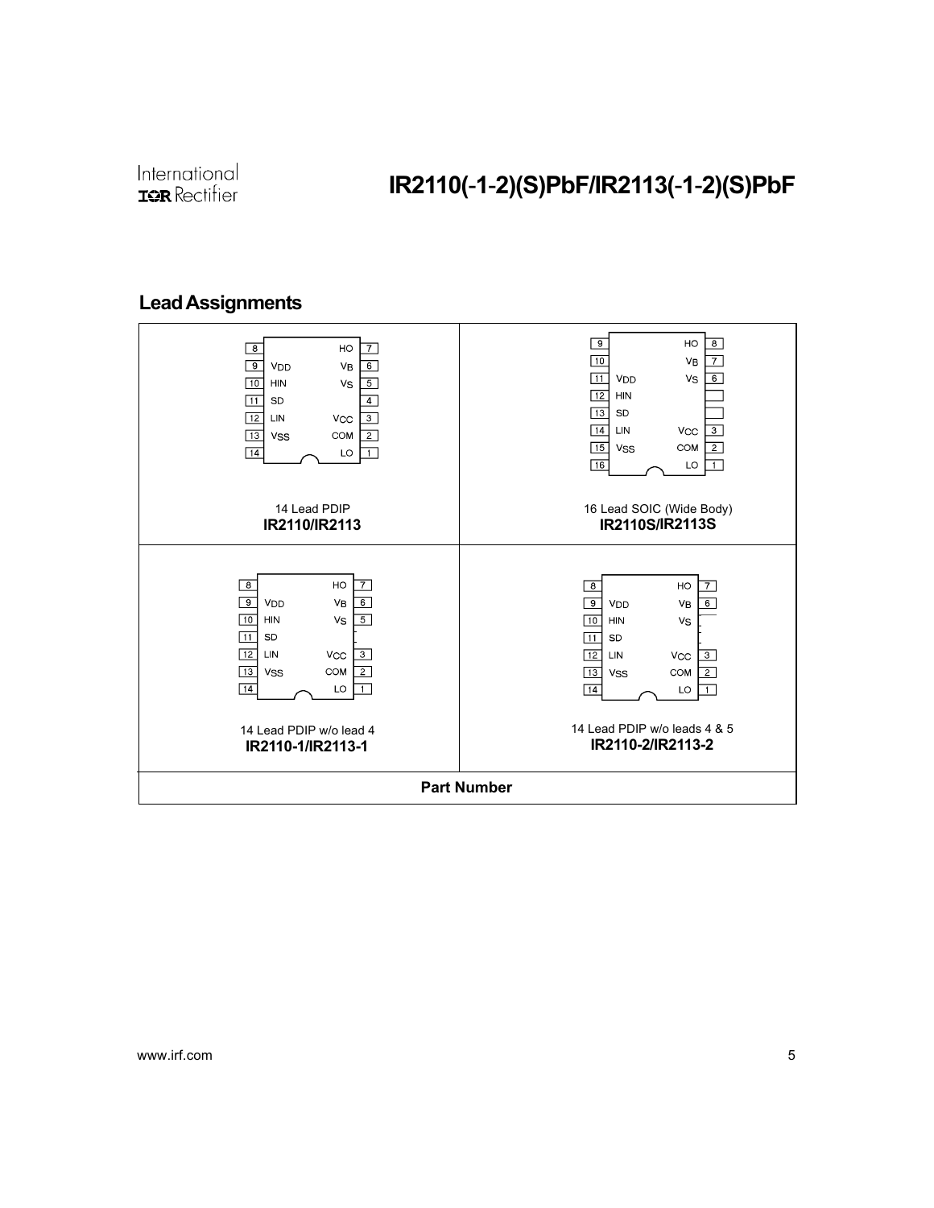## Lead Assignments

| 14 Lead PDIP<br>**IR2110/IR2113** | 16 Lead SOIC (Wide Body)<br>**IR2110S/IR2113S** |
|---|---|
| 8 — HO 7<br>9 VDD — VB 6<br>10 HIN — VS 5<br>11 SD — 4<br>12 LIN — VCC 3<br>13 VSS — COM 2<br>14 — LO 1 | 9 — HO 8<br>10 — VB 7<br>11 VDD — VS 6<br>12 HIN<br>13 SD<br>14 LIN — VCC 3<br>15 VSS — COM 2<br>16 — LO 1 |
| **14 Lead PDIP w/o lead 4**<br>**IR2110-1/IR2113-1** | **14 Lead PDIP w/o leads 4 & 5**<br>**IR2110-2/IR2113-2** |
| 8 — HO 7<br>9 VDD — VB 6<br>10 HIN — VS 5<br>11 SD<br>12 LIN — VCC 3<br>13 VSS — COM 2<br>14 — LO 1 | 8 — HO 7<br>9 VDD — VB 6<br>10 HIN — VS<br>11 SD<br>12 LIN — VCC 3<br>13 VSS — COM 2<br>14 — LO 1 |

**Part Number**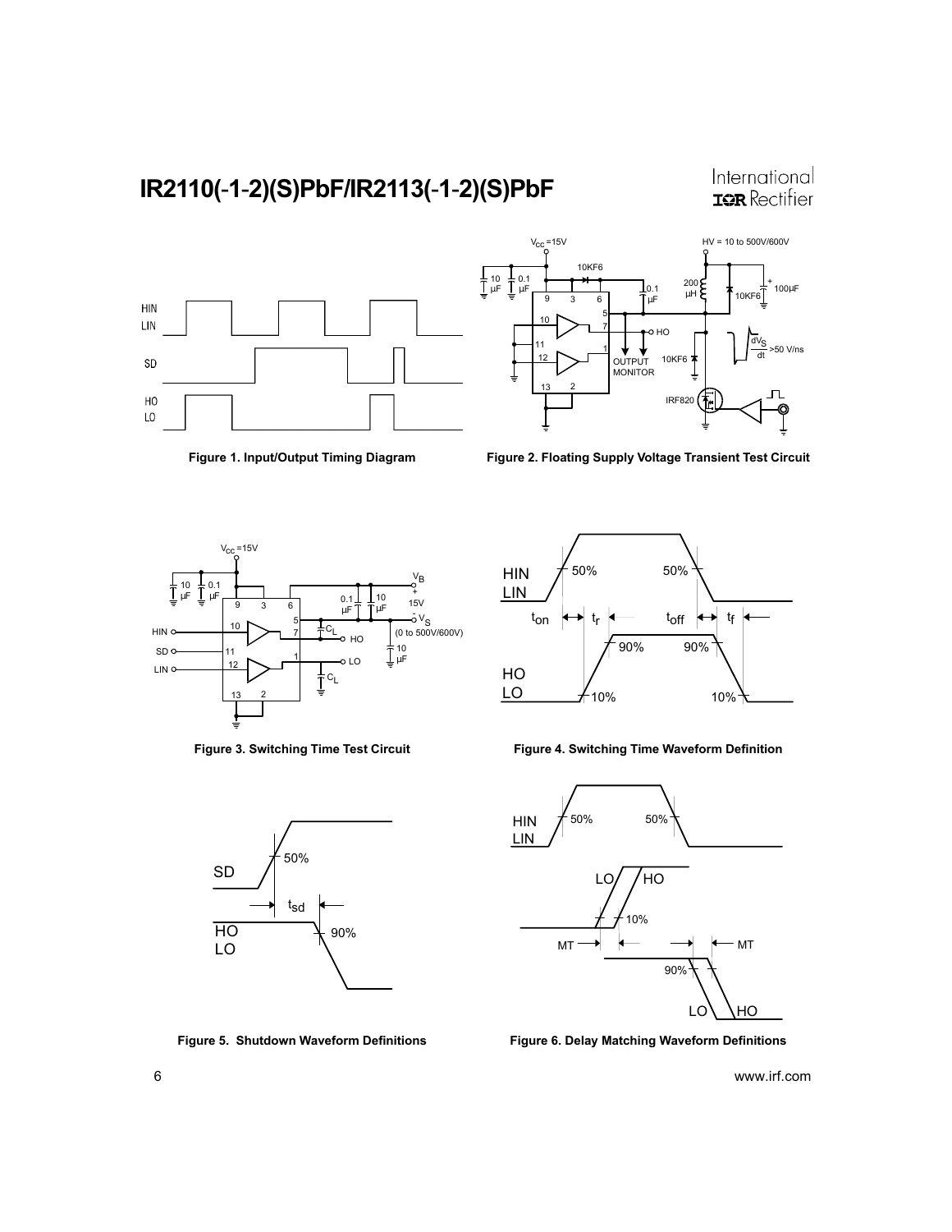Figure 1. Input/Output Timing Diagram

Figure 2. Floating Supply Voltage Transient Test Circuit

Figure 3. Switching Time Test Circuit

Figure 4. Switching Time Waveform Definition

Figure 5. Shutdown Waveform Definitions

Figure 6. Delay Matching Waveform Definitions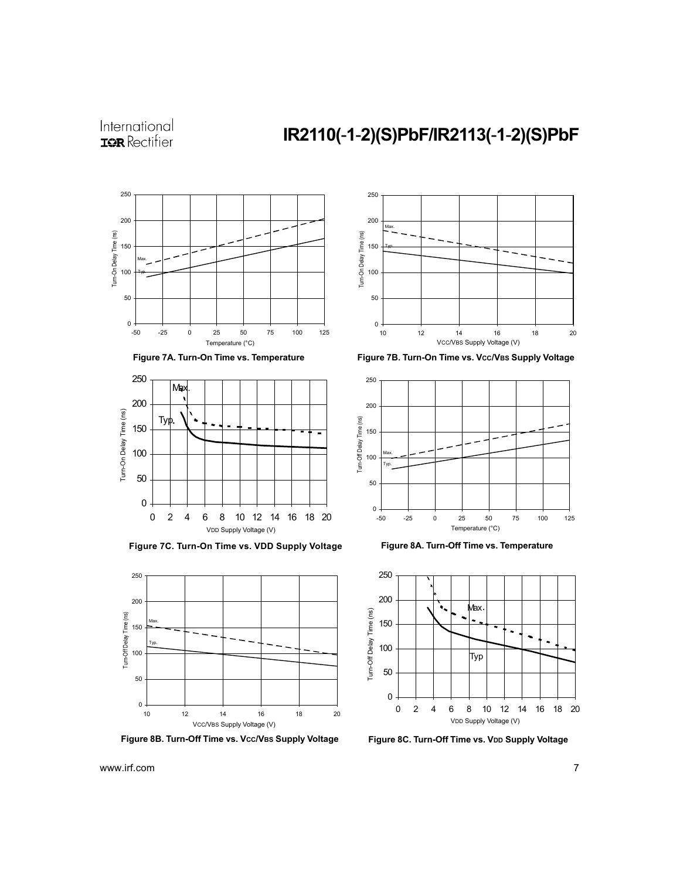Figure 7A. Turn-On Time vs. Temperature

Figure 7B. Turn-On Time vs. $V_{CC}/V_{BS}$ Supply Voltage

Figure 7C. Turn-On Time vs. VDD Supply Voltage

Figure 8A. Turn-Off Time vs. Temperature

Figure 8B. Turn-Off Time vs. $V_{CC}/V_{BS}$ Supply Voltage

Figure 8C. Turn-Off Time vs. $V_{DD}$ Supply Voltage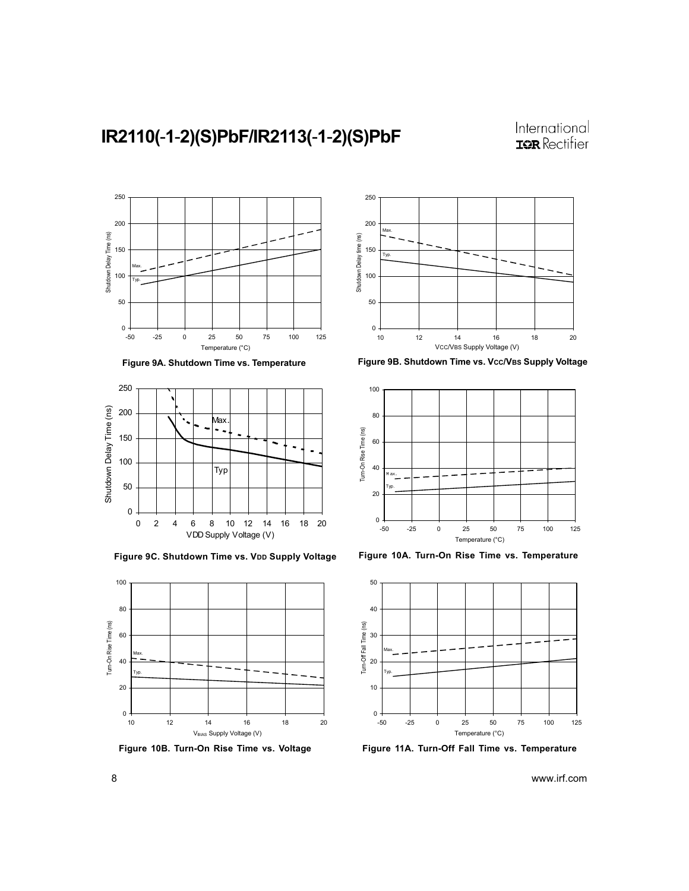Figure 9A. Shutdown Time vs. Temperature

Figure 9B. Shutdown Time vs. VCC/VBS Supply Voltage

Figure 9C. Shutdown Time vs. VDD Supply Voltage

Figure 10A. Turn-On Rise Time vs. Temperature

Figure 10B. Turn-On Rise Time vs. Voltage

Figure 11A. Turn-Off Fall Time vs. Temperature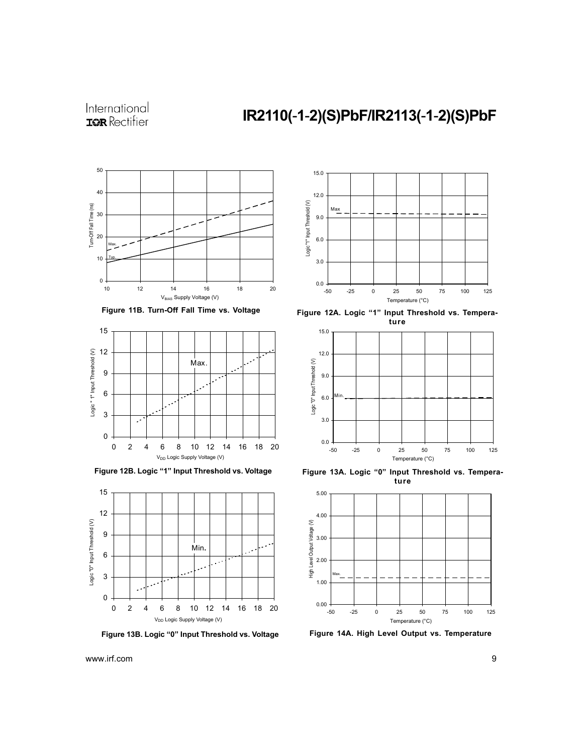Figure 11B. Turn-Off Fall Time vs. Voltage

Figure 12A. Logic "1" Input Threshold vs. Temperature

Figure 12B. Logic "1" Input Threshold vs. Voltage

Figure 13A. Logic "0" Input Threshold vs. Temperature

Figure 13B. Logic "0" Input Threshold vs. Voltage

Figure 14A. High Level Output vs. Temperature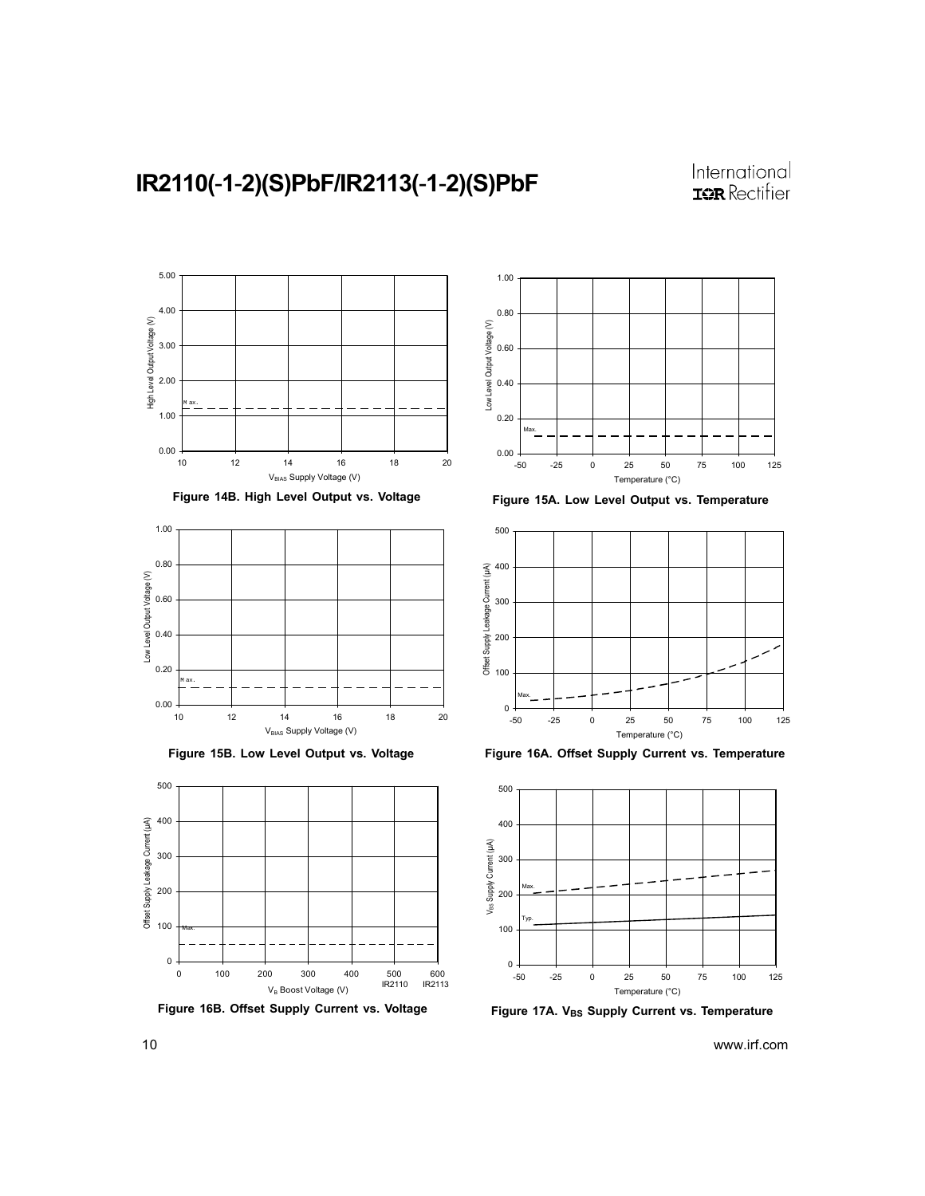Figure 14B. High Level Output vs. Voltage

Figure 15A. Low Level Output vs. Temperature

Figure 15B. Low Level Output vs. Voltage

Figure 16A. Offset Supply Current vs. Temperature

Figure 16B. Offset Supply Current vs. Voltage

Figure 17A. $V_{BS}$ Supply Current vs. Temperature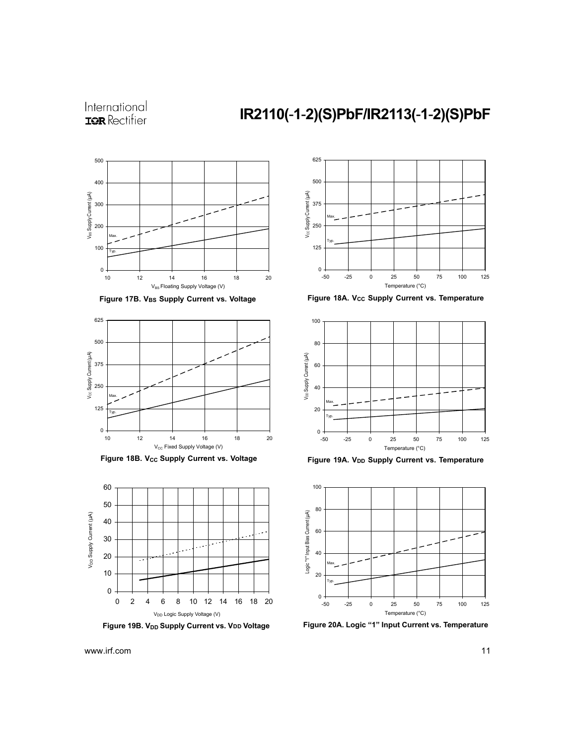Figure 17B. $V_{BS}$ Supply Current vs. Voltage

Figure 18A. $V_{CC}$ Supply Current vs. Temperature

Figure 18B. $V_{CC}$ Supply Current vs. Voltage

Figure 19A. $V_{DD}$ Supply Current vs. Temperature

Figure 19B. $V_{DD}$ Supply Current vs. $V_{DD}$ Voltage

Figure 20A. Logic "1" Input Current vs. Temperature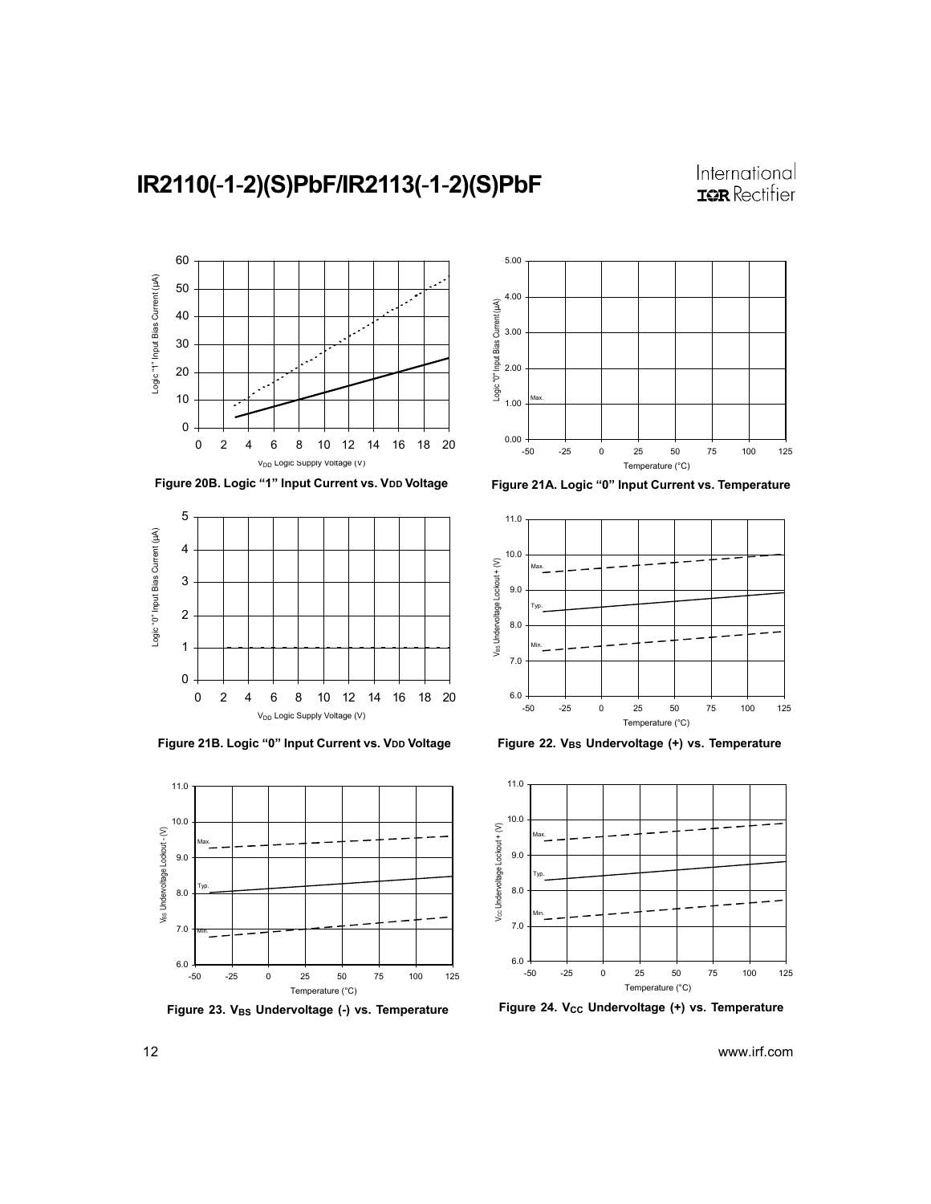Figure 20B. Logic "1" Input Current vs. $V_{DD}$ Voltage

Figure 21A. Logic "0" Input Current vs. Temperature

Figure 21B. Logic "0" Input Current vs. $V_{DD}$ Voltage

Figure 22. $V_{BS}$ Undervoltage (+) vs. Temperature

Figure 23. $V_{BS}$ Undervoltage (-) vs. Temperature

Figure 24. $V_{CC}$ Undervoltage (+) vs. Temperature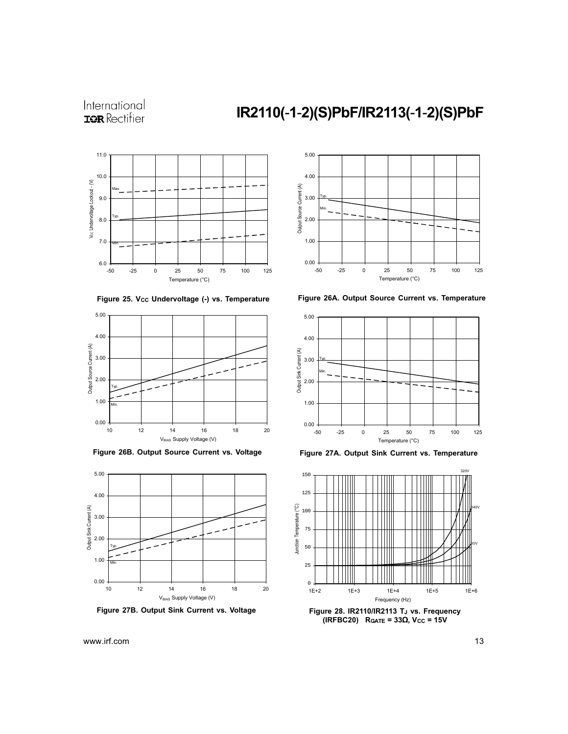Figure 25. $V_{CC}$ Undervoltage (-) vs. Temperature

Figure 26A. Output Source Current vs. Temperature

Figure 26B. Output Source Current vs. Voltage

Figure 27A. Output Sink Current vs. Temperature

Figure 27B. Output Sink Current vs. Voltage

Figure 28. IR2110/IR2113 $T_J$ vs. Frequency (IRFBC20) $R_{GATE} = 33\Omega$, $V_{CC} = 15V$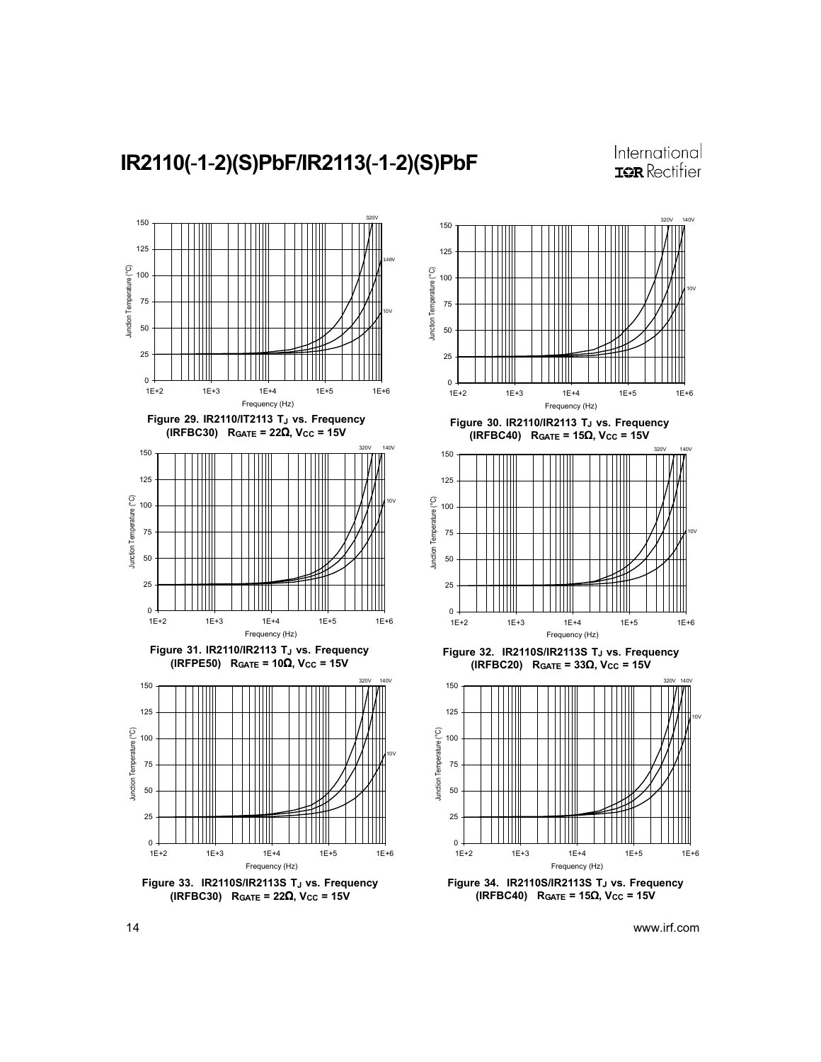Figure 29. IR2110/IT2113 $T_J$ vs. Frequency (IRFBC30) $R_{GATE} = 22\Omega$, $V_{CC} = 15V$

Figure 30. IR2110/IR2113 $T_J$ vs. Frequency (IRFBC40) $R_{GATE} = 15\Omega$, $V_{CC} = 15V$

Figure 31. IR2110/IR2113 $T_J$ vs. Frequency (IRFPE50) $R_{GATE} = 10\Omega$, $V_{CC} = 15V$

Figure 32. IR2110S/IR2113S $T_J$ vs. Frequency (IRFBC20) $R_{GATE} = 33\Omega$, $V_{CC} = 15V$

Figure 33. IR2110S/IR2113S $T_J$ vs. Frequency (IRFBC30) $R_{GATE} = 22\Omega$, $V_{CC} = 15V$

Figure 34. IR2110S/IR2113S $T_J$ vs. Frequency (IRFBC40) $R_{GATE} = 15\Omega$, $V_{CC} = 15V$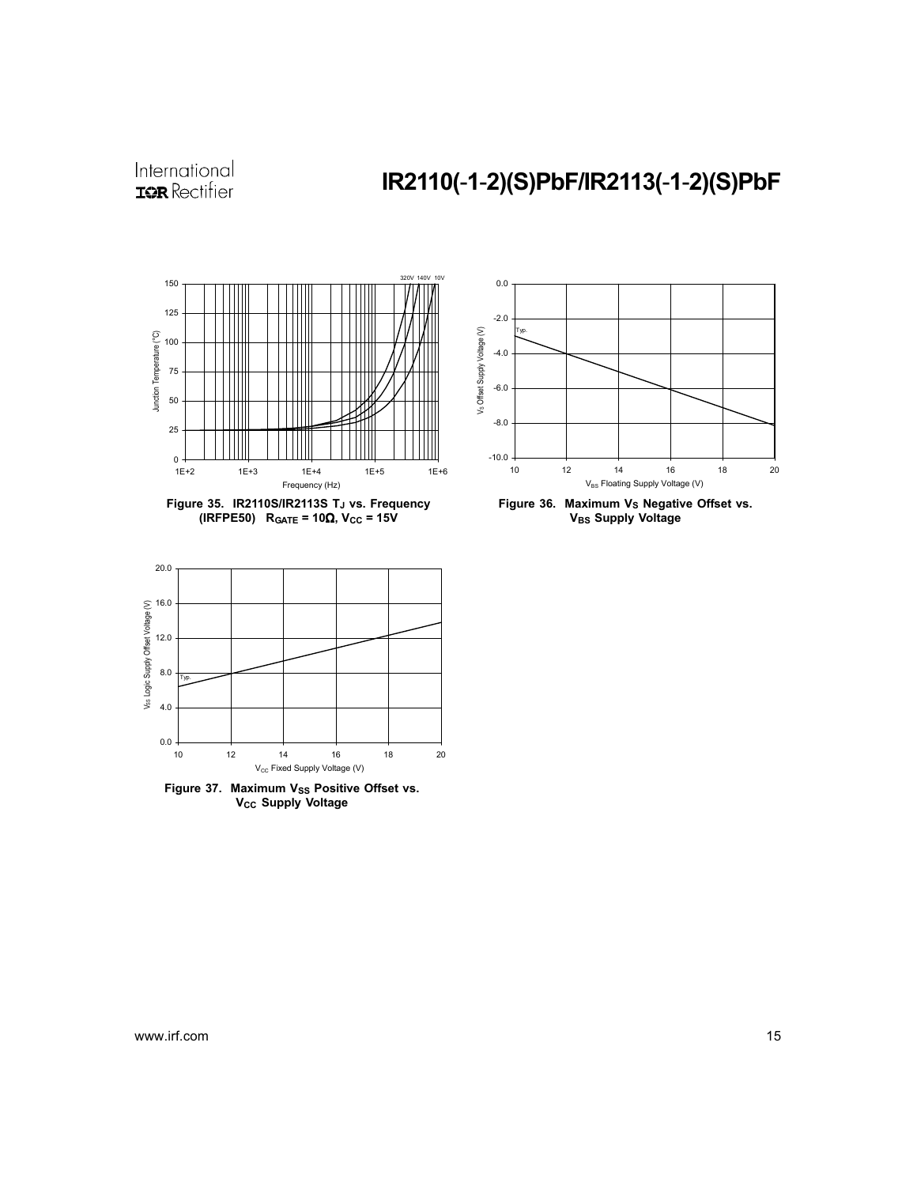Figure 35. IR2110S/IR2113S $T_J$ vs. Frequency (IRFPE50) $R_{GATE} = 10\Omega$, $V_{CC} = 15V$

Figure 36. Maximum $V_S$ Negative Offset vs. $V_{BS}$ Supply Voltage

Figure 37. Maximum $V_{SS}$ Positive Offset vs. $V_{CC}$ Supply Voltage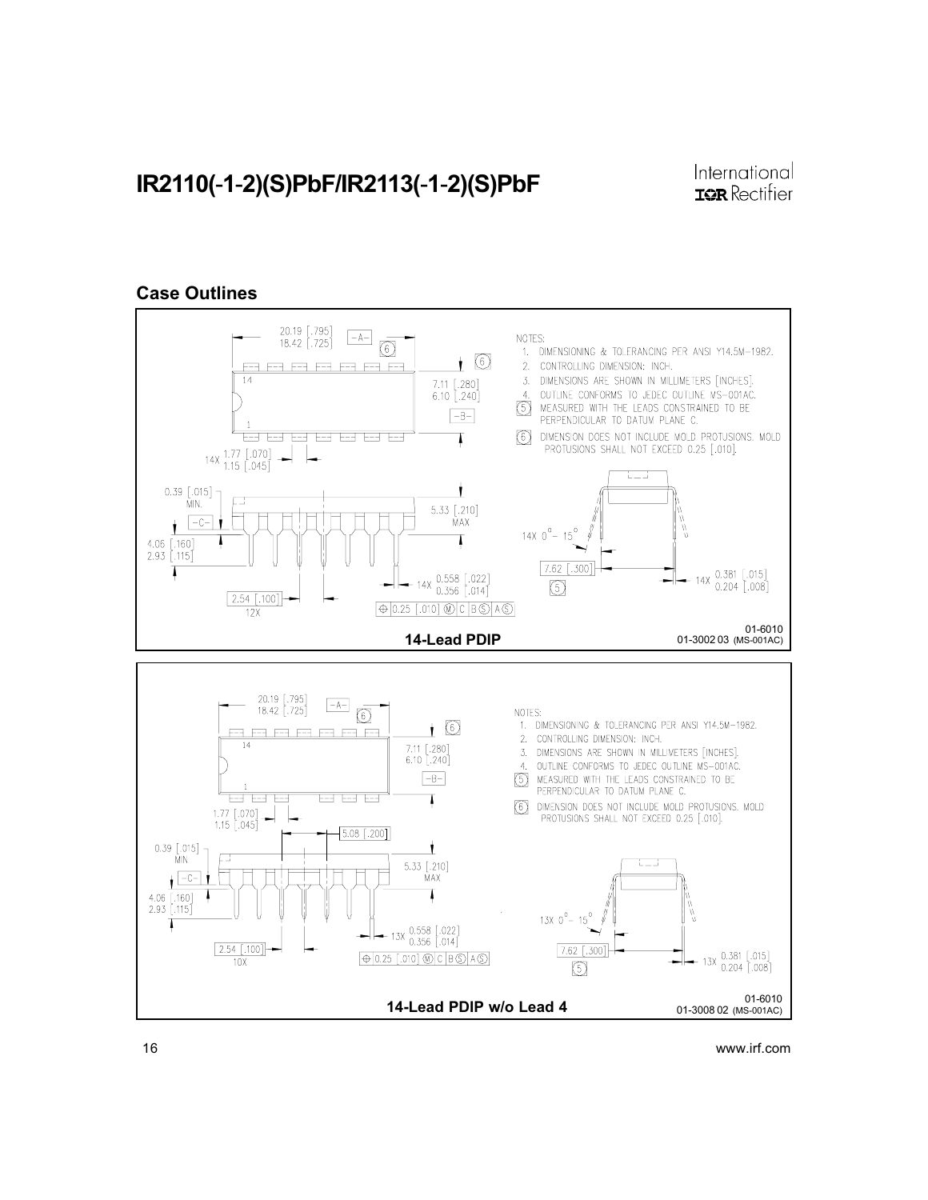## Case Outlines

NOTES:
1. DIMENSIONING & TOLERANCING PER ANSI Y14.5M-1982.
2. CONTROLLING DIMENSION: INCH.
3. DIMENSIONS ARE SHOWN IN MILLIMETERS [INCHES].
4. OUTLINE CONFORMS TO JEDEC OUTLINE MS-001AC.
5. MEASURED WITH THE LEADS CONSTRAINED TO BE PERPENDICULAR TO DATUM PLANE C.
6. DIMENSION DOES NOT INCLUDE MOLD PROTUSIONS. MOLD PROTUSIONS SHALL NOT EXCEED 0.25 [.010].

**14-Lead PDIP**

01-6010
01-3002 03 (MS-001AC)

NOTES:
1. DIMENSIONING & TOLERANCING PER ANSI Y14.5M-1982.
2. CONTROLLING DIMENSION: INCH.
3. DIMENSIONS ARE SHOWN IN MILLIMETERS [INCHES].
4. OUTLINE CONFORMS TO JEDEC OUTLINE MS-001AC.
5. MEASURED WITH THE LEADS CONSTRAINED TO BE PERPENDICULAR TO DATUM PLANE C.
6. DIMENSION DOES NOT INCLUDE MOLD PROTUSIONS. MOLD PROTUSIONS SHALL NOT EXCEED 0.25 [.010].

**14-Lead PDIP w/o Lead 4**

01-6010
01-3008 02 (MS-001AC)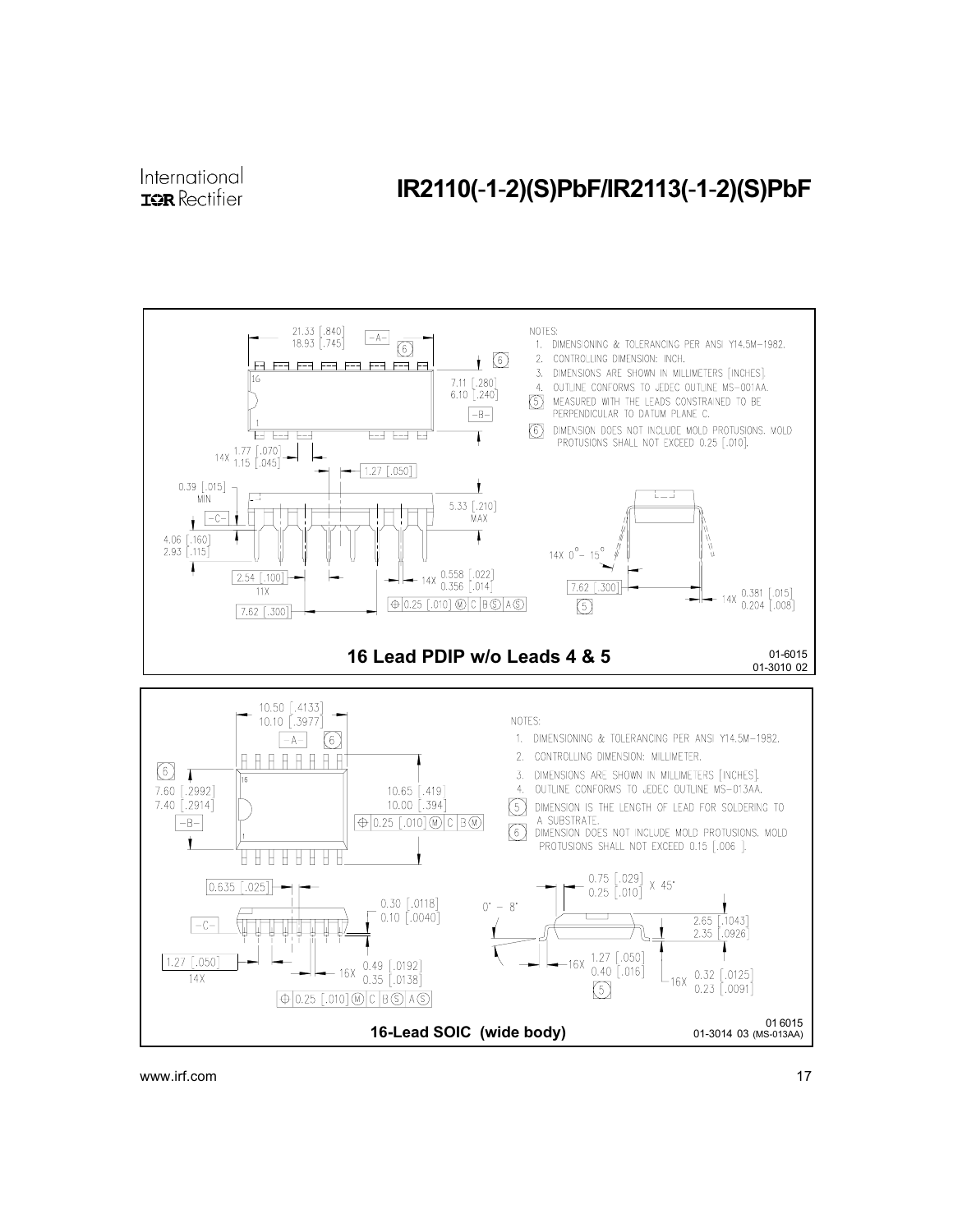NOTES:

1. DIMENSIONING & TOLERANCING PER ANSI Y14.5M-1982.
2. CONTROLLING DIMENSION: INCH.
3. DIMENSIONS ARE SHOWN IN MILLIMETERS [INCHES].
4. OUTLINE CONFORMS TO JEDEC OUTLINE MS-001AA.
5. MEASURED WITH THE LEADS CONSTRAINED TO BE PERPENDICULAR TO DATUM PLANE C.
6. DIMENSION DOES NOT INCLUDE MOLD PROTUSIONS. MOLD PROTUSIONS SHALL NOT EXCEED 0.25 [.010].

**16 Lead PDIP w/o Leads 4 & 5**

01-6015
01-3010 02

NOTES:

1. DIMENSIONING & TOLERANCING PER ANSI Y14.5M-1982.
2. CONTROLLING DIMENSION: MILLIMETER.
3. DIMENSIONS ARE SHOWN IN MILLIMETERS [INCHES].
4. OUTLINE CONFORMS TO JEDEC OUTLINE MS-013AA.
5. DIMENSION IS THE LENGTH OF LEAD FOR SOLDERING TO A SUBSTRATE.
6. DIMENSION DOES NOT INCLUDE MOLD PROTUSIONS. MOLD PROTUSIONS SHALL NOT EXCEED 0.15 [.006 ].

**16-Lead SOIC (wide body)**

01 6015
01-3014 03 (MS-013AA)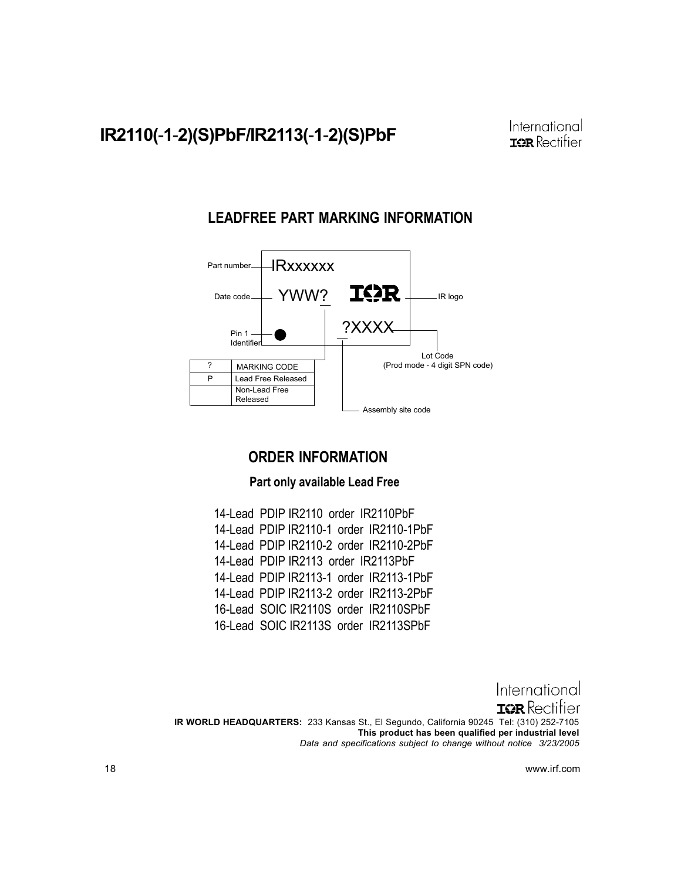## LEADFREE PART MARKING INFORMATION

Part number — IRxxxxxx

Date code — YWW?

IR logo

Pin 1 Identifier

?XXXX

Lot Code (Prod mode - 4 digit SPN code)

Assembly site code

| ? | MARKING CODE |
|---|---|
| P | Lead Free Released |
| | Non-Lead Free Released |

## ORDER INFORMATION

### Part only available Lead Free

14-Lead PDIP IR2110 order IR2110PbF
14-Lead PDIP IR2110-1 order IR2110-1PbF
14-Lead PDIP IR2110-2 order IR2110-2PbF
14-Lead PDIP IR2113 order IR2113PbF
14-Lead PDIP IR2113-1 order IR2113-1PbF
14-Lead PDIP IR2113-2 order IR2113-2PbF
16-Lead SOIC IR2110S order IR2110SPbF
16-Lead SOIC IR2113S order IR2113SPbF

International IOR Rectifier

**IR WORLD HEADQUARTERS:** 233 Kansas St., El Segundo, California 90245 Tel: (310) 252-7105

**This product has been qualified per industrial level**

*Data and specifications subject to change without notice 3/23/2005*